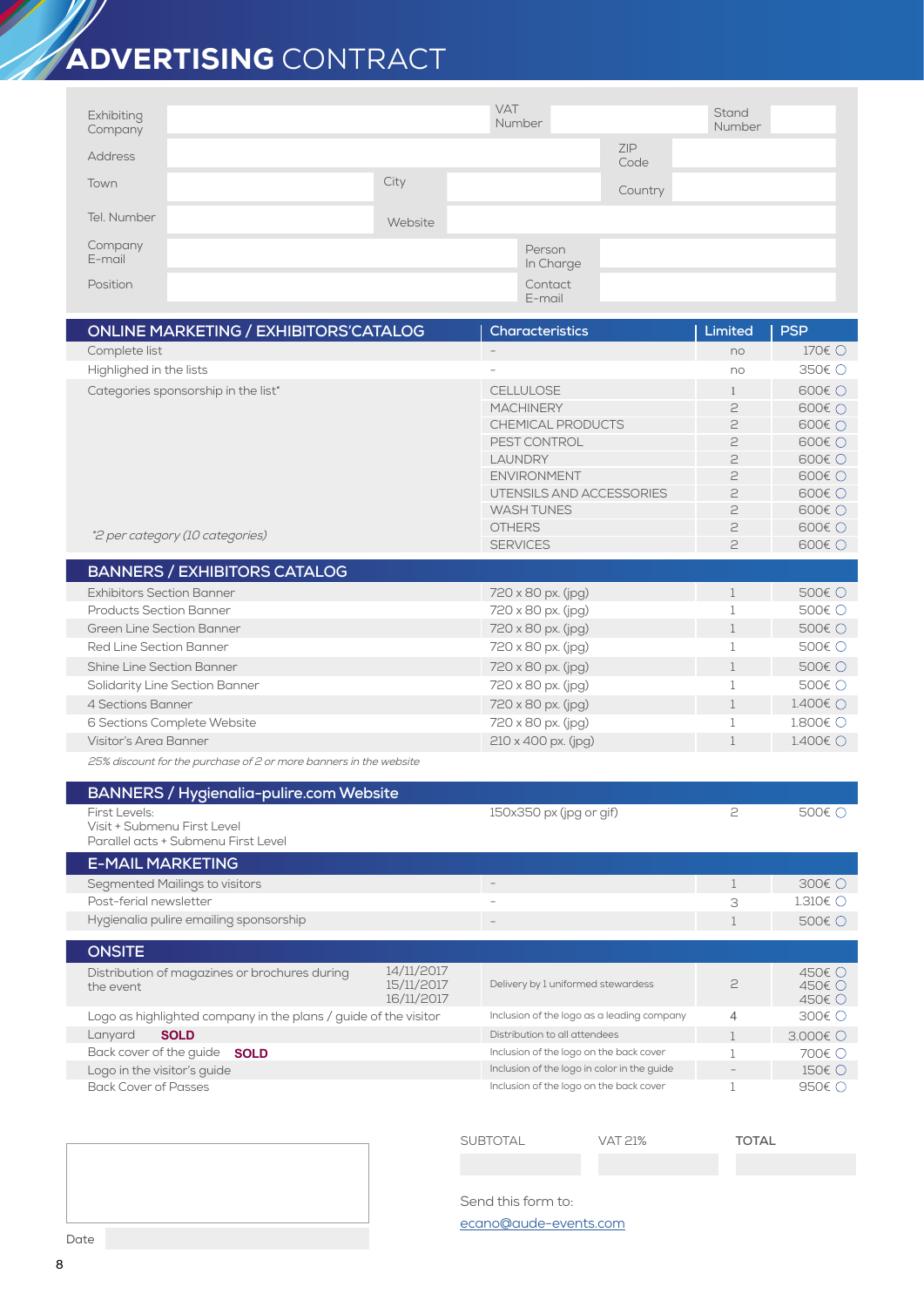# ADVERTISING CONTRACT

| | | | | | |
|---|---|---|---|---|---|
| Exhibiting Company | | VAT Number | | Stand Number | |
| Address | | | | ZIP Code | |
| Town | | City | | Country | |
| Tel. Number | | Website | | | |
| Company E-mail | | Person In Charge | | | |
| Position | | Contact E-mail | | | |

| ONLINE MARKETING / EXHIBITORS'CATALOG | Characteristics | Limited | PSP |
|---|---|---|---|
| Complete list | – | no | 170€ ○ |
| Highlighted in the lists | – | no | 350€ ○ |
| Categories sponsorship in the list* | CELLULOSE | 1 | 600€ ○ |
| | MACHINERY | 2 | 600€ ○ |
| | CHEMICAL PRODUCTS | 2 | 600€ ○ |
| | PEST CONTROL | 2 | 600€ ○ |
| | LAUNDRY | 2 | 600€ ○ |
| | ENVIRONMENT | 2 | 600€ ○ |
| | UTENSILS AND ACCESSORIES | 2 | 600€ ○ |
| | WASH TUNES | 2 | 600€ ○ |
| | OTHERS | 2 | 600€ ○ |
| *\*2 per category (10 categories)* | SERVICES | 2 | 600€ ○ |
| **BANNERS / EXHIBITORS CATALOG** | | | |
| Exhibitors Section Banner | 720 x 80 px. (jpg) | 1 | 500€ ○ |
| Products Section Banner | 720 x 80 px. (jpg) | 1 | 500€ ○ |
| Green Line Section Banner | 720 x 80 px. (jpg) | 1 | 500€ ○ |
| Red Line Section Banner | 720 x 80 px. (jpg) | 1 | 500€ ○ |
| Shine Line Section Banner | 720 x 80 px. (jpg) | 1 | 500€ ○ |
| Solidarity Line Section Banner | 720 x 80 px. (jpg) | 1 | 500€ ○ |
| 4 Sections Banner | 720 x 80 px. (jpg) | 1 | 1.400€ ○ |
| 6 Sections Complete Website | 720 x 80 px. (jpg) | 1 | 1.800€ ○ |
| Visitor's Area Banner | 210 x 400 px. (jpg) | 1 | 1.400€ ○ |

*25% discount for the purchase of 2 or more banners in the website*

| BANNERS / Hygienalia-pulire.com Website | | | |
|---|---|---|---|
| First Levels:<br>Visit + Submenu First Level<br>Parallel acts + Submenu First Level | 150x350 px (jpg or gif) | 2 | 500€ ○ |
| **E-MAIL MARKETING** | | | |
| Segmented Mailings to visitors | – | 1 | 300€ ○ |
| Post-ferial newsletter | – | 3 | 1.310€ ○ |
| Hygienalia pulire emailing sponsorship | – | 1 | 500€ ○ |
| **ONSITE** | | | |
| Distribution of magazines or brochures during the event — 14/11/2017, 15/11/2017, 16/11/2017 | Delivery by 1 uniformed stewardess | 2 | 450€ ○<br>450€ ○<br>450€ ○ |
| Logo as highlighted company in the plans / guide of the visitor | Inclusion of the logo as a leading company | 4 | 300€ ○ |
| Lanyard **SOLD** | Distribution to all attendees | 1 | 3.000€ ○ |
| Back cover of the guide **SOLD** | Inclusion of the logo on the back cover | 1 | 700€ ○ |
| Logo in the visitor's guide | Inclusion of the logo in color in the guide | – | 150€ ○ |
| Back Cover of Passes | Inclusion of the logo on the back cover | 1 | 950€ ○ |

| SUBTOTAL | VAT 21% | **TOTAL** |
|---|---|---|
| | | |

Send this form to:
ecano@aude-events.com

Date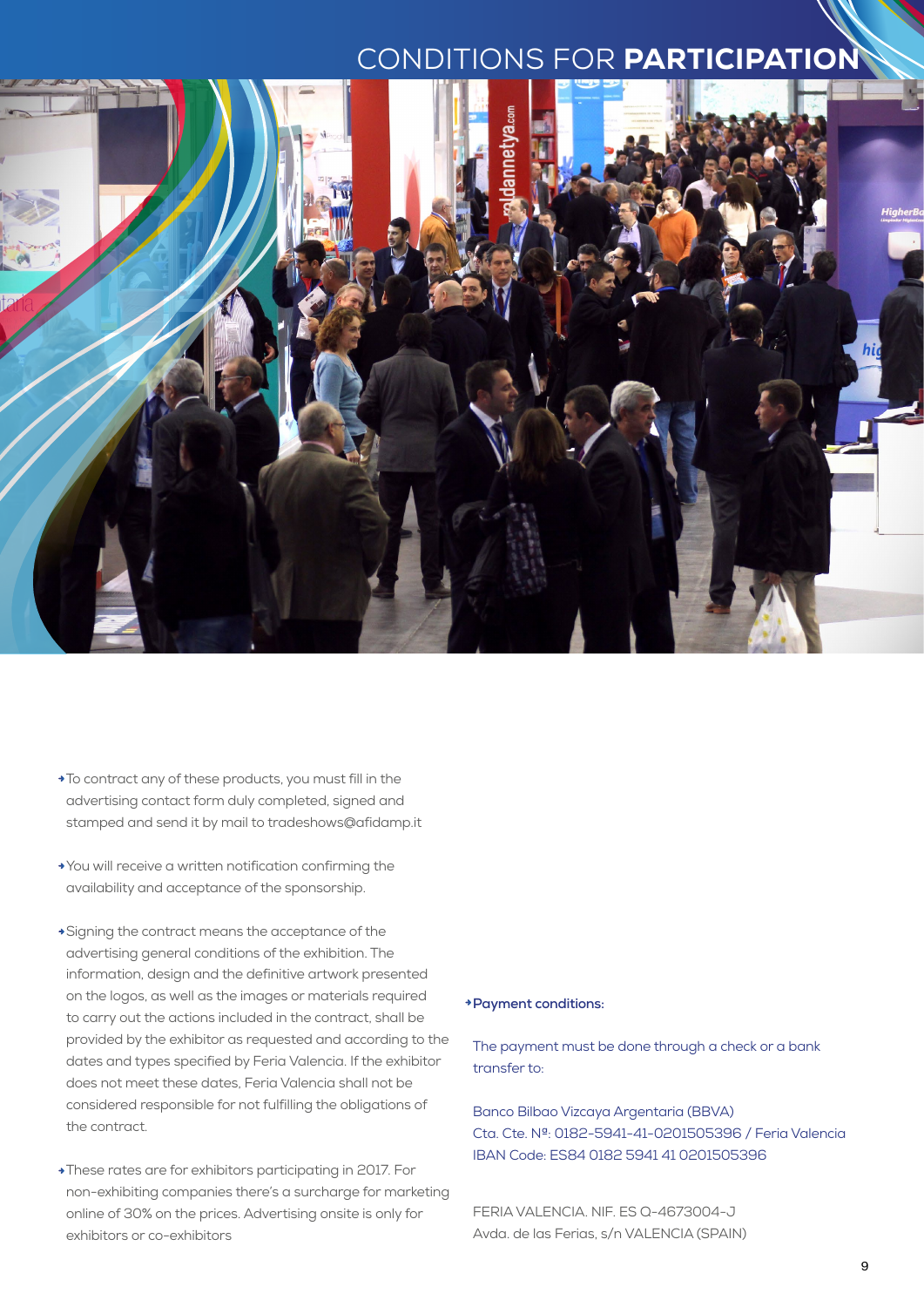# CONDITIONS FOR **PARTICIPATION**

- To contract any of these products, you must fill in the advertising contact form duly completed, signed and stamped and send it by mail to tradeshows@afidamp.it

- You will receive a written notification confirming the availability and acceptance of the sponsorship.

- Signing the contract means the acceptance of the advertising general conditions of the exhibition. The information, design and the definitive artwork presented on the logos, as well as the images or materials required to carry out the actions included in the contract, shall be provided by the exhibitor as requested and according to the dates and types specified by Feria Valencia. If the exhibitor does not meet these dates, Feria Valencia shall not be considered responsible for not fulfilling the obligations of the contract.

- These rates are for exhibitors participating in 2017. For non-exhibiting companies there's a surcharge for marketing online of 30% on the prices. Advertising onsite is only for exhibitors or co-exhibitors

- **Payment conditions:**

The payment must be done through a check or a bank transfer to:

Banco Bilbao Vizcaya Argentaria (BBVA)
Cta. Cte. Nº: 0182-5941-41-0201505396 / Feria Valencia
IBAN Code: ES84 0182 5941 41 0201505396

FERIA VALENCIA. NIF. ES Q-4673004-J
Avda. de las Ferias, s/n VALENCIA (SPAIN)